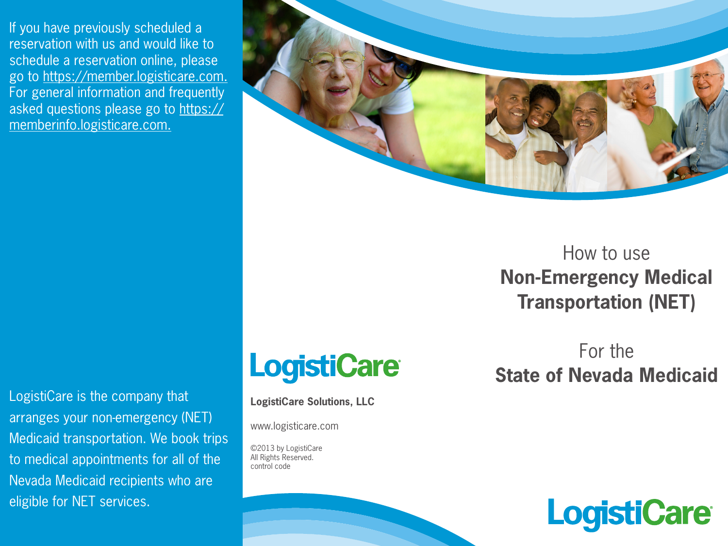If you have previously scheduled a reservation with us and would like to schedule a reservation online, please go to https://member.logisticare.com. For general information and frequently asked questions please go to https://memberinfo.logisticare.com.

LogistiCare is the company that arranges your non-emergency (NET) Medicaid transportation. We book trips to medical appointments for all of the Nevada Medicaid recipients who are eligible for NET services.

LogistiCare

**LogistiCare Solutions, LLC**

www.logisticare.com

©2013 by LogistiCare
All Rights Reserved.
control code

# How to use **Non-Emergency Medical Transportation (NET)**

## For the **State of Nevada Medicaid**

LogistiCare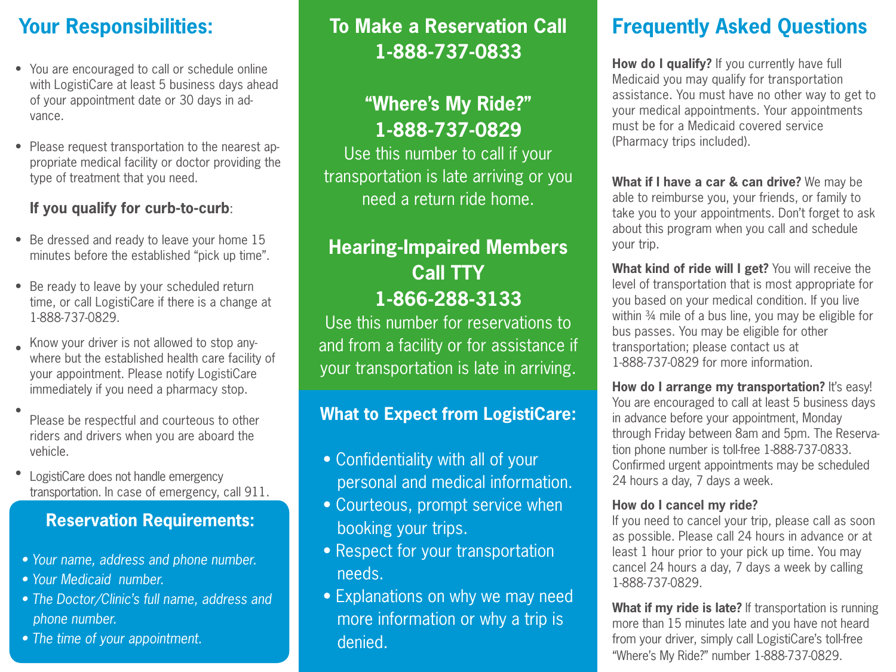## Your Responsibilities:

- You are encouraged to call or schedule online with LogistiCare at least 5 business days ahead of your appointment date or 30 days in advance.
- Please request transportation to the nearest appropriate medical facility or doctor providing the type of treatment that you need.

**If you qualify for curb-to-curb**:

- Be dressed and ready to leave your home 15 minutes before the established "pick up time".
- Be ready to leave by your scheduled return time, or call LogistiCare if there is a change at 1-888-737-0829.
- Know your driver is not allowed to stop anywhere but the established health care facility of your appointment. Please notify LogistiCare immediately if you need a pharmacy stop.
- Please be respectful and courteous to other riders and drivers when you are aboard the vehicle.
- LogistiCare does not handle emergency transportation. In case of emergency, call 911.

### Reservation Requirements:

- *Your name, address and phone number.*
- *Your Medicaid number.*
- *The Doctor/Clinic's full name, address and phone number.*
- *The time of your appointment.*

## To Make a Reservation Call 1-888-737-0833

## "Where's My Ride?" 1-888-737-0829

Use this number to call if your transportation is late arriving or you need a return ride home.

## Hearing-Impaired Members Call TTY 1-866-288-3133

Use this number for reservations to and from a facility or for assistance if your transportation is late in arriving.

### What to Expect from LogistiCare:

- Confidentiality with all of your personal and medical information.
- Courteous, prompt service when booking your trips.
- Respect for your transportation needs.
- Explanations on why we may need more information or why a trip is denied.

## Frequently Asked Questions

**How do I qualify?** If you currently have full Medicaid you may qualify for transportation assistance. You must have no other way to get to your medical appointments. Your appointments must be for a Medicaid covered service (Pharmacy trips included).

**What if I have a car & can drive?** We may be able to reimburse you, your friends, or family to take you to your appointments. Don't forget to ask about this program when you call and schedule your trip.

**What kind of ride will I get?** You will receive the level of transportation that is most appropriate for you based on your medical condition. If you live within ¾ mile of a bus line, you may be eligible for bus passes. You may be eligible for other transportation; please contact us at 1-888-737-0829 for more information.

**How do I arrange my transportation?** It's easy! You are encouraged to call at least 5 business days in advance before your appointment, Monday through Friday between 8am and 5pm. The Reservation phone number is toll-free 1-888-737-0833. Confirmed urgent appointments may be scheduled 24 hours a day, 7 days a week.

**How do I cancel my ride?**
If you need to cancel your trip, please call as soon as possible. Please call 24 hours in advance or at least 1 hour prior to your pick up time. You may cancel 24 hours a day, 7 days a week by calling 1-888-737-0829.

**What if my ride is late?** If transportation is running more than 15 minutes late and you have not heard from your driver, simply call LogistiCare's toll-free "Where's My Ride?" number 1-888-737-0829.